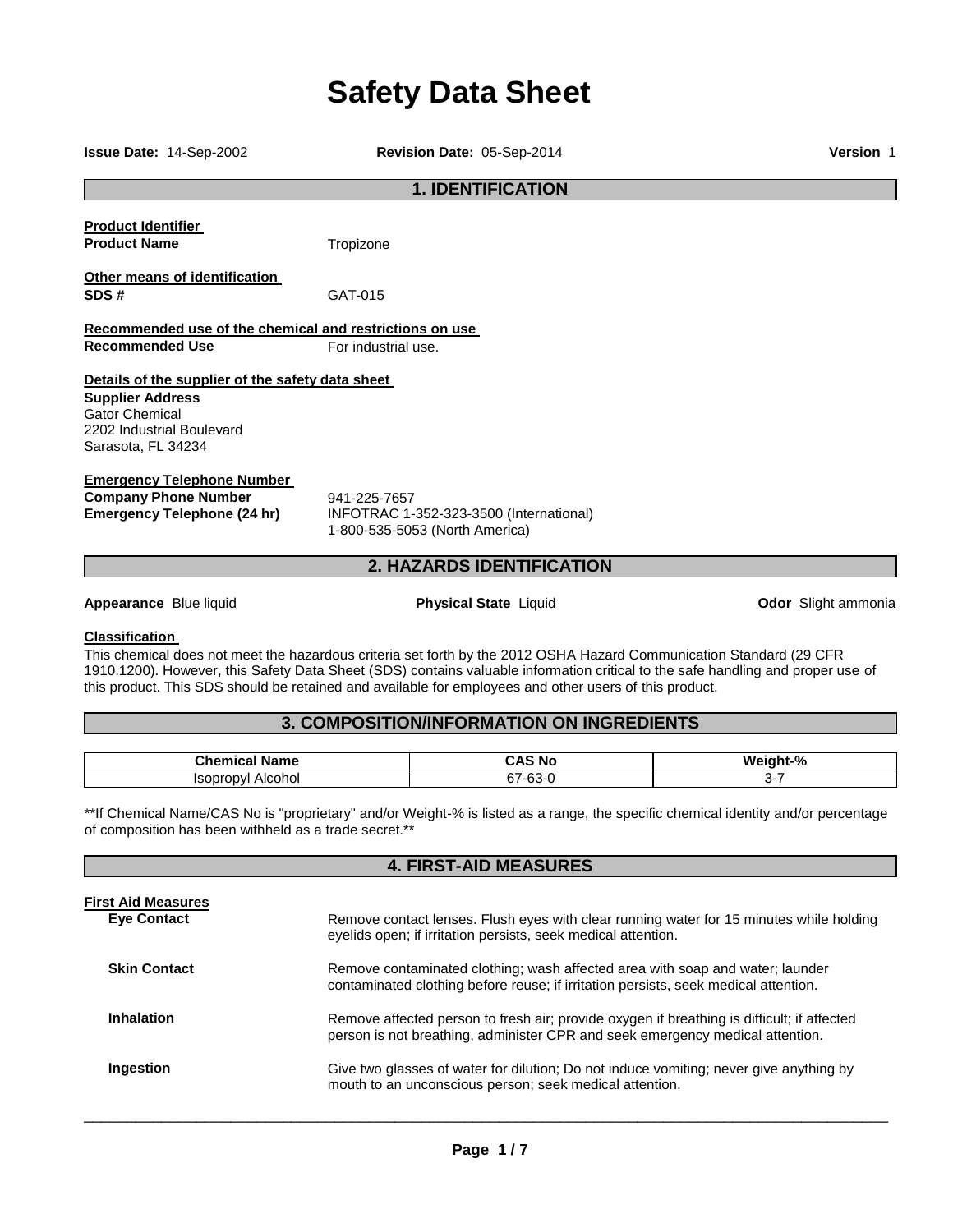# Safety Data Sheet

**Issue Date:** 14-Sep-2002 **Revision Date:** 05-Sep-2014 **Version** 1

## 1. IDENTIFICATION

**Product Identifier**

**Product Name** Tropizone

**Other means of identification**

**SDS #** GAT-015

**Recommended use of the chemical and restrictions on use**

**Recommended Use** For industrial use.

**Details of the supplier of the safety data sheet**

**Supplier Address**
Gator Chemical
2202 Industrial Boulevard
Sarasota, FL 34234

**Emergency Telephone Number**

**Company Phone Number** 941-225-7657

**Emergency Telephone (24 hr)** INFOTRAC 1-352-323-3500 (International)
1-800-535-5053 (North America)

## 2. HAZARDS IDENTIFICATION

**Appearance** Blue liquid **Physical State** Liquid **Odor** Slight ammonia

**Classification**

This chemical does not meet the hazardous criteria set forth by the 2012 OSHA Hazard Communication Standard (29 CFR 1910.1200). However, this Safety Data Sheet (SDS) contains valuable information critical to the safe handling and proper use of this product. This SDS should be retained and available for employees and other users of this product.

## 3. COMPOSITION/INFORMATION ON INGREDIENTS

| Chemical Name | CAS No | Weight-% |
|---|---|---|
| Isopropyl Alcohol | 67-63-0 | 3-7 |

**If Chemical Name/CAS No is "proprietary" and/or Weight-% is listed as a range, the specific chemical identity and/or percentage of composition has been withheld as a trade secret.**

## 4. FIRST-AID MEASURES

**First Aid Measures**

**Eye Contact** Remove contact lenses. Flush eyes with clear running water for 15 minutes while holding eyelids open; if irritation persists, seek medical attention.

**Skin Contact** Remove contaminated clothing; wash affected area with soap and water; launder contaminated clothing before reuse; if irritation persists, seek medical attention.

**Inhalation** Remove affected person to fresh air; provide oxygen if breathing is difficult; if affected person is not breathing, administer CPR and seek emergency medical attention.

**Ingestion** Give two glasses of water for dilution; Do not induce vomiting; never give anything by mouth to an unconscious person; seek medical attention.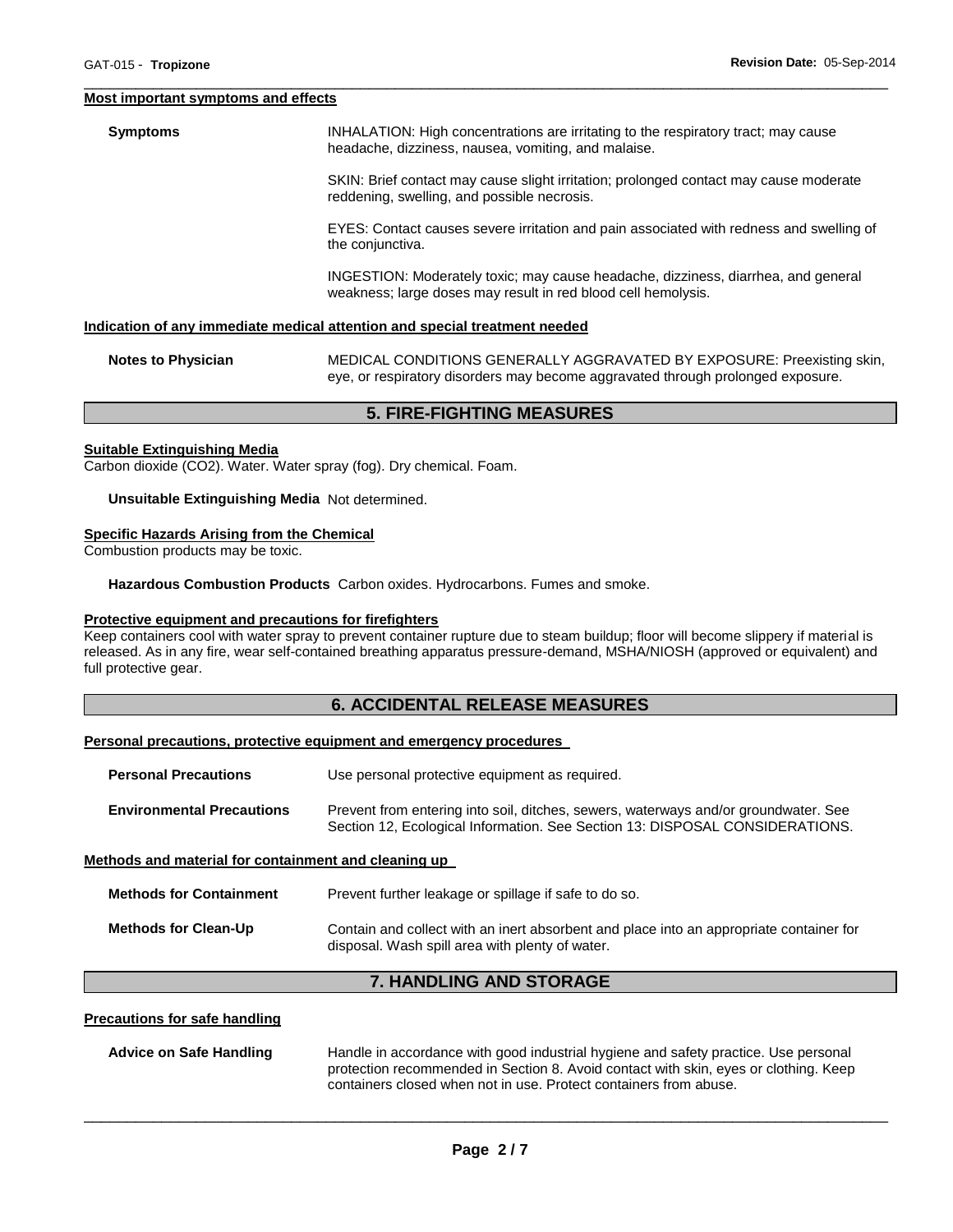#### Most important symptoms and effects

**Symptoms**

INHALATION: High concentrations are irritating to the respiratory tract; may cause headache, dizziness, nausea, vomiting, and malaise.

SKIN: Brief contact may cause slight irritation; prolonged contact may cause moderate reddening, swelling, and possible necrosis.

EYES: Contact causes severe irritation and pain associated with redness and swelling of the conjunctiva.

INGESTION: Moderately toxic; may cause headache, dizziness, diarrhea, and general weakness; large doses may result in red blood cell hemolysis.

#### Indication of any immediate medical attention and special treatment needed

**Notes to Physician**

MEDICAL CONDITIONS GENERALLY AGGRAVATED BY EXPOSURE: Preexisting skin, eye, or respiratory disorders may become aggravated through prolonged exposure.

## 5. FIRE-FIGHTING MEASURES

#### Suitable Extinguishing Media

Carbon dioxide ($CO_2$). Water. Water spray (fog). Dry chemical. Foam.

**Unsuitable Extinguishing Media** Not determined.

#### Specific Hazards Arising from the Chemical

Combustion products may be toxic.

**Hazardous Combustion Products** Carbon oxides. Hydrocarbons. Fumes and smoke.

#### Protective equipment and precautions for firefighters

Keep containers cool with water spray to prevent container rupture due to steam buildup; floor will become slippery if material is released. As in any fire, wear self-contained breathing apparatus pressure-demand, MSHA/NIOSH (approved or equivalent) and full protective gear.

## 6. ACCIDENTAL RELEASE MEASURES

#### Personal precautions, protective equipment and emergency procedures

**Personal Precautions**

Use personal protective equipment as required.

**Environmental Precautions**

Prevent from entering into soil, ditches, sewers, waterways and/or groundwater. See Section 12, Ecological Information. See Section 13: DISPOSAL CONSIDERATIONS.

#### Methods and material for containment and cleaning up

**Methods for Containment**

Prevent further leakage or spillage if safe to do so.

**Methods for Clean-Up**

Contain and collect with an inert absorbent and place into an appropriate container for disposal. Wash spill area with plenty of water.

## 7. HANDLING AND STORAGE

#### Precautions for safe handling

**Advice on Safe Handling**

Handle in accordance with good industrial hygiene and safety practice. Use personal protection recommended in Section 8. Avoid contact with skin, eyes or clothing. Keep containers closed when not in use. Protect containers from abuse.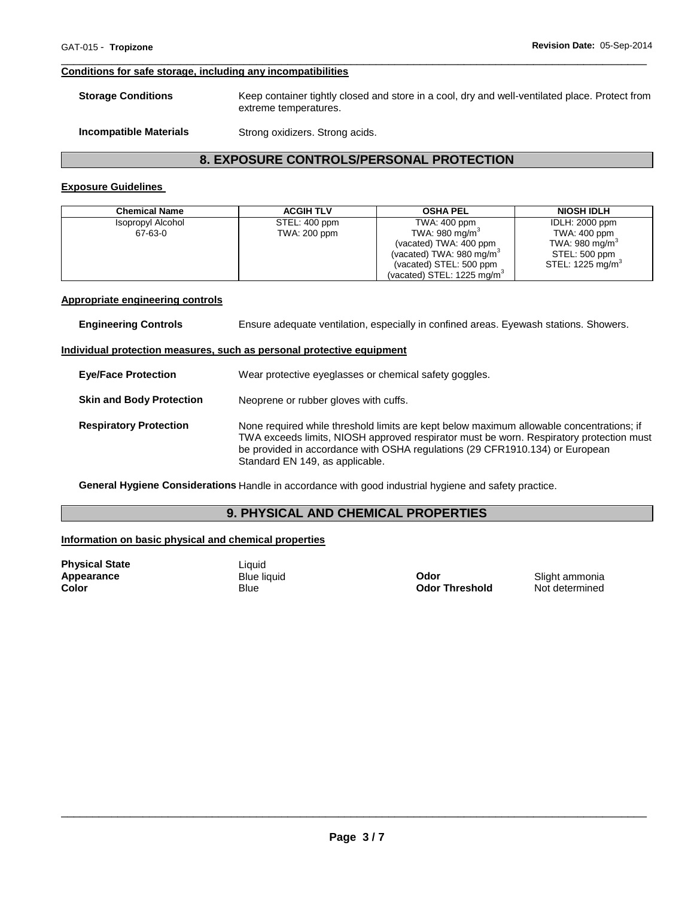**Conditions for safe storage, including any incompatibilities**

**Storage Conditions** Keep container tightly closed and store in a cool, dry and well-ventilated place. Protect from extreme temperatures.

**Incompatible Materials** Strong oxidizers. Strong acids.

## 8. EXPOSURE CONTROLS/PERSONAL PROTECTION

**Exposure Guidelines**

| Chemical Name | ACGIH TLV | OSHA PEL | NIOSH IDLH |
|---|---|---|---|
| Isopropyl Alcohol 67-63-0 | STEL: 400 ppm TWA: 200 ppm | TWA: 400 ppm TWA: 980 mg/m$^3$ (vacated) TWA: 400 ppm (vacated) TWA: 980 mg/m$^3$ (vacated) STEL: 500 ppm (vacated) STEL: 1225 mg/m$^3$ | IDLH: 2000 ppm TWA: 400 ppm TWA: 980 mg/m$^3$ STEL: 500 ppm STEL: 1225 mg/m$^3$ |

**Appropriate engineering controls**

**Engineering Controls** Ensure adequate ventilation, especially in confined areas. Eyewash stations. Showers.

**Individual protection measures, such as personal protective equipment**

**Eye/Face Protection** Wear protective eyeglasses or chemical safety goggles.

**Skin and Body Protection** Neoprene or rubber gloves with cuffs.

**Respiratory Protection** None required while threshold limits are kept below maximum allowable concentrations; if TWA exceeds limits, NIOSH approved respirator must be worn. Respiratory protection must be provided in accordance with OSHA regulations (29 CFR1910.134) or European Standard EN 149, as applicable.

**General Hygiene Considerations** Handle in accordance with good industrial hygiene and safety practice.

## 9. PHYSICAL AND CHEMICAL PROPERTIES

**Information on basic physical and chemical properties**

**Physical State** Liquid
**Appearance** Blue liquid
**Color** Blue

**Odor** Slight ammonia
**Odor Threshold** Not determined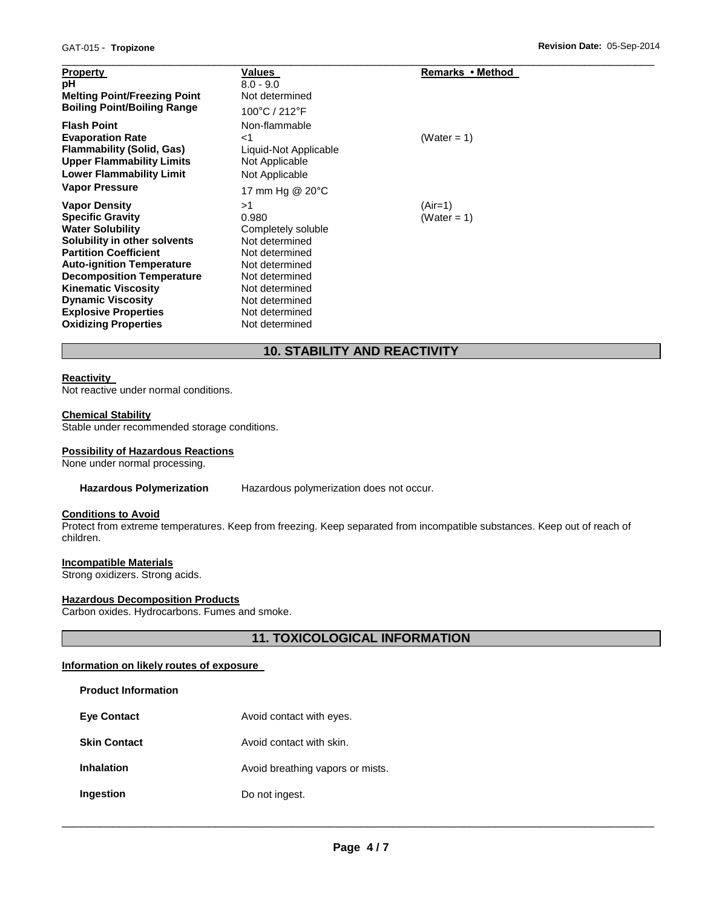| Property | Values | Remarks • Method |
|---|---|---|
| **pH** | 8.0 - 9.0 | |
| **Melting Point/Freezing Point** | Not determined | |
| **Boiling Point/Boiling Range** | 100°C / 212°F | |
| **Flash Point** | Non-flammable | |
| **Evaporation Rate** | <1 | (Water = 1) |
| **Flammability (Solid, Gas)** | Liquid-Not Applicable | |
| **Upper Flammability Limits** | Not Applicable | |
| **Lower Flammability Limit** | Not Applicable | |
| **Vapor Pressure** | 17 mm Hg @ 20°C | |
| **Vapor Density** | >1 | (Air=1) |
| **Specific Gravity** | 0.980 | (Water = 1) |
| **Water Solubility** | Completely soluble | |
| **Solubility in other solvents** | Not determined | |
| **Partition Coefficient** | Not determined | |
| **Auto-ignition Temperature** | Not determined | |
| **Decomposition Temperature** | Not determined | |
| **Kinematic Viscosity** | Not determined | |
| **Dynamic Viscosity** | Not determined | |
| **Explosive Properties** | Not determined | |
| **Oxidizing Properties** | Not determined | |

## 10. STABILITY AND REACTIVITY

**Reactivity**

Not reactive under normal conditions.

**Chemical Stability**

Stable under recommended storage conditions.

**Possibility of Hazardous Reactions**

None under normal processing.

**Hazardous Polymerization** Hazardous polymerization does not occur.

**Conditions to Avoid**

Protect from extreme temperatures. Keep from freezing. Keep separated from incompatible substances. Keep out of reach of children.

**Incompatible Materials**

Strong oxidizers. Strong acids.

**Hazardous Decomposition Products**

Carbon oxides. Hydrocarbons. Fumes and smoke.

## 11. TOXICOLOGICAL INFORMATION

**Information on likely routes of exposure**

**Product Information**

| | |
|---|---|
| **Eye Contact** | Avoid contact with eyes. |
| **Skin Contact** | Avoid contact with skin. |
| **Inhalation** | Avoid breathing vapors or mists. |
| **Ingestion** | Do not ingest. |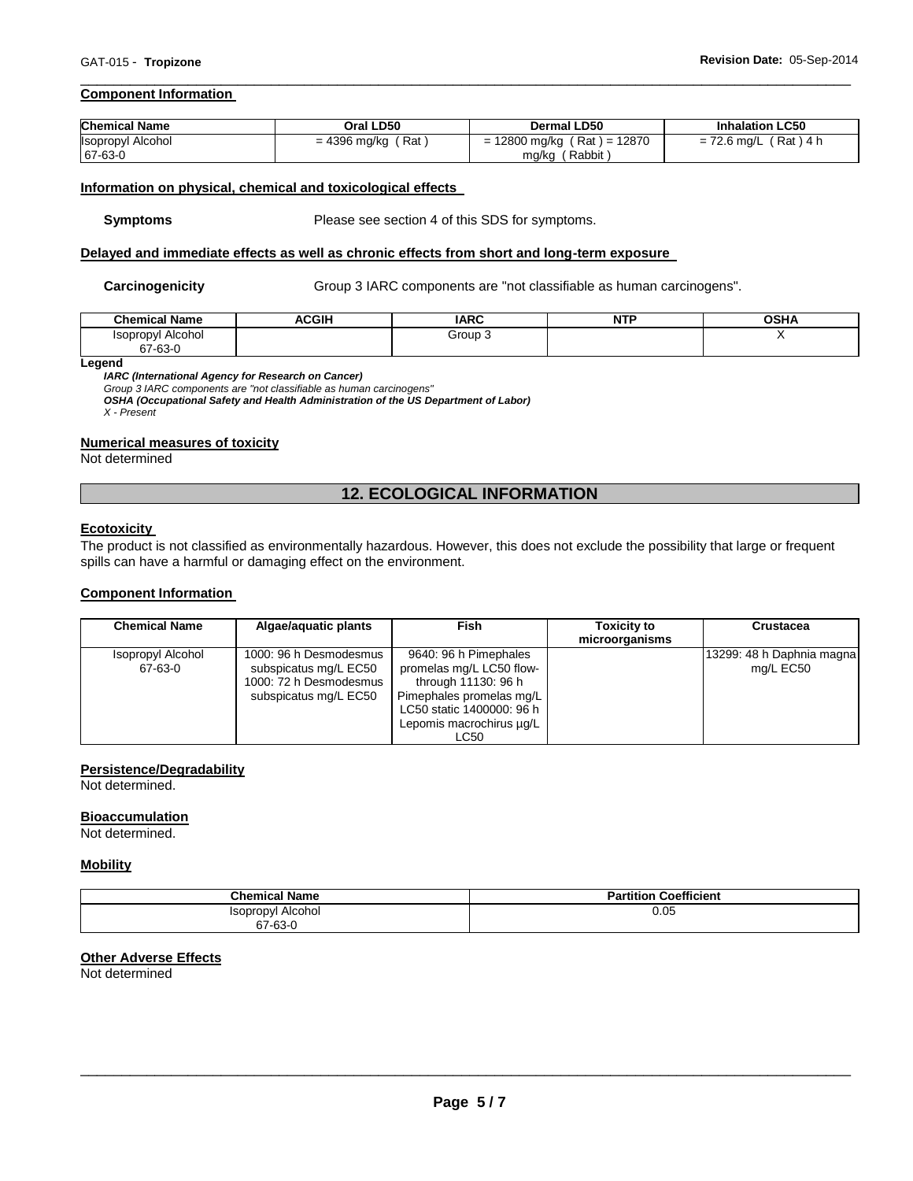#### Component Information

| Chemical Name | Oral LD50 | Dermal LD50 | Inhalation LC50 |
|---|---|---|---|
| Isopropyl Alcohol 67-63-0 | = 4396 mg/kg ( Rat ) | = 12800 mg/kg ( Rat ) = 12870 mg/kg ( Rabbit ) | = 72.6 mg/L ( Rat ) 4 h |

#### Information on physical, chemical and toxicological effects

**Symptoms** Please see section 4 of this SDS for symptoms.

#### Delayed and immediate effects as well as chronic effects from short and long-term exposure

**Carcinogenicity** Group 3 IARC components are "not classifiable as human carcinogens".

| Chemical Name | ACGIH | IARC | NTP | OSHA |
|---|---|---|---|---|
| Isopropyl Alcohol 67-63-0 | | Group 3 | | X |

**Legend**

***IARC (International Agency for Research on Cancer)***
*Group 3 IARC components are "not classifiable as human carcinogens"*
***OSHA (Occupational Safety and Health Administration of the US Department of Labor)***
*X - Present*

#### Numerical measures of toxicity

Not determined

## 12. ECOLOGICAL INFORMATION

#### Ecotoxicity

The product is not classified as environmentally hazardous. However, this does not exclude the possibility that large or frequent spills can have a harmful or damaging effect on the environment.

#### Component Information

| Chemical Name | Algae/aquatic plants | Fish | Toxicity to microorganisms | Crustacea |
|---|---|---|---|---|
| Isopropyl Alcohol 67-63-0 | 1000: 96 h Desmodesmus subspicatus mg/L EC50 1000: 72 h Desmodesmus subspicatus mg/L EC50 | 9640: 96 h Pimephales promelas mg/L LC50 flow-through 11130: 96 h Pimephales promelas mg/L LC50 static 1400000: 96 h Lepomis macrochirus µg/L LC50 | | 13299: 48 h Daphnia magna mg/L EC50 |

#### Persistence/Degradability

Not determined.

#### Bioaccumulation

Not determined.

#### Mobility

| Chemical Name | Partition Coefficient |
|---|---|
| Isopropyl Alcohol 67-63-0 | 0.05 |

#### Other Adverse Effects

Not determined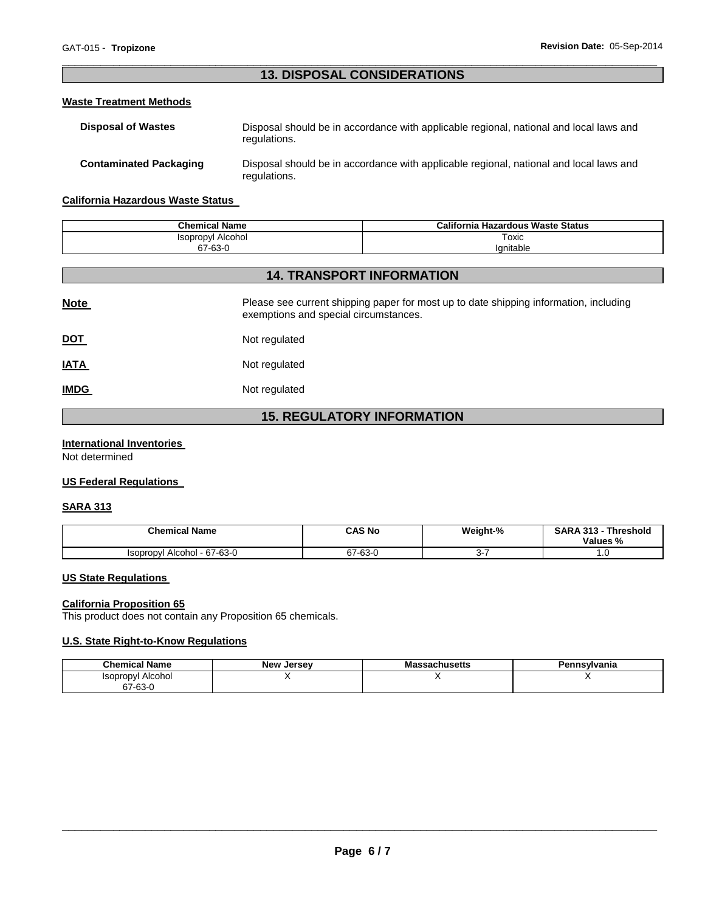## 13. DISPOSAL CONSIDERATIONS

### Waste Treatment Methods

**Disposal of Wastes** Disposal should be in accordance with applicable regional, national and local laws and regulations.

**Contaminated Packaging** Disposal should be in accordance with applicable regional, national and local laws and regulations.

### California Hazardous Waste Status

| Chemical Name | California Hazardous Waste Status |
|---|---|
| Isopropyl Alcohol<br>67-63-0 | Toxic<br>Ignitable |

## 14. TRANSPORT INFORMATION

**Note** Please see current shipping paper for most up to date shipping information, including exemptions and special circumstances.

**DOT** Not regulated

**IATA** Not regulated

**IMDG** Not regulated

## 15. REGULATORY INFORMATION

### International Inventories

Not determined

### US Federal Regulations

### SARA 313

| Chemical Name | CAS No | Weight-% | SARA 313 - Threshold Values % |
|---|---|---|---|
| Isopropyl Alcohol - 67-63-0 | 67-63-0 | 3-7 | 1.0 |

### US State Regulations

### California Proposition 65

This product does not contain any Proposition 65 chemicals.

### U.S. State Right-to-Know Regulations

| Chemical Name | New Jersey | Massachusetts | Pennsylvania |
|---|---|---|---|
| Isopropyl Alcohol<br>67-63-0 | X | X | X |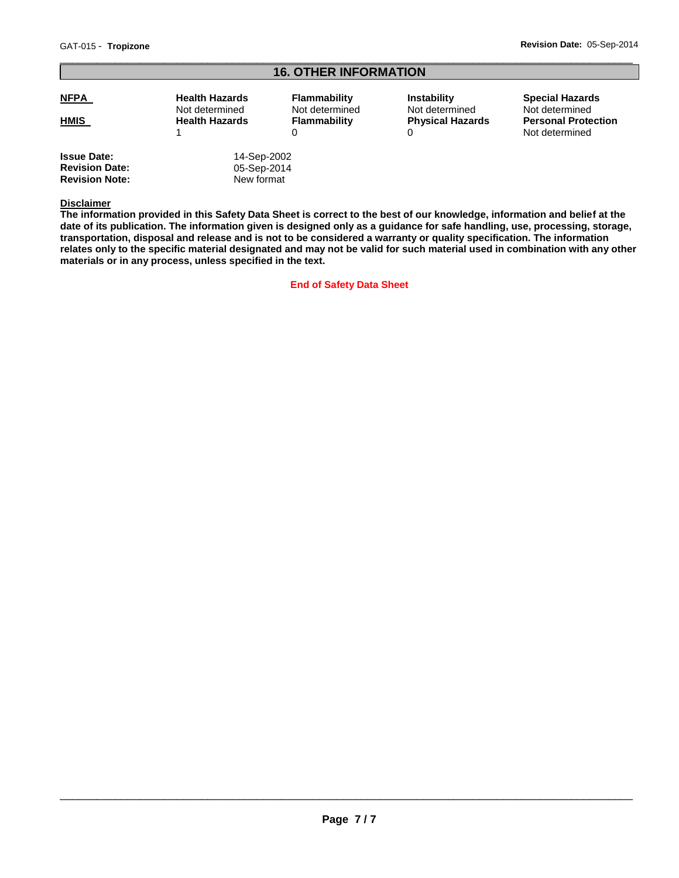## 16. OTHER INFORMATION

| | | | | |
|---|---|---|---|---|
| **NFPA** | **Health Hazards** | **Flammability** | **Instability** | **Special Hazards** |
| | Not determined | Not determined | Not determined | Not determined |
| **HMIS** | **Health Hazards** | **Flammability** | **Physical Hazards** | **Personal Protection** |
| | 1 | 0 | 0 | Not determined |

**Issue Date:** 14-Sep-2002
**Revision Date:** 05-Sep-2014
**Revision Note:** New format

**Disclaimer**

**The information provided in this Safety Data Sheet is correct to the best of our knowledge, information and belief at the date of its publication. The information given is designed only as a guidance for safe handling, use, processing, storage, transportation, disposal and release and is not to be considered a warranty or quality specification. The information relates only to the specific material designated and may not be valid for such material used in combination with any other materials or in any process, unless specified in the text.**

**End of Safety Data Sheet**